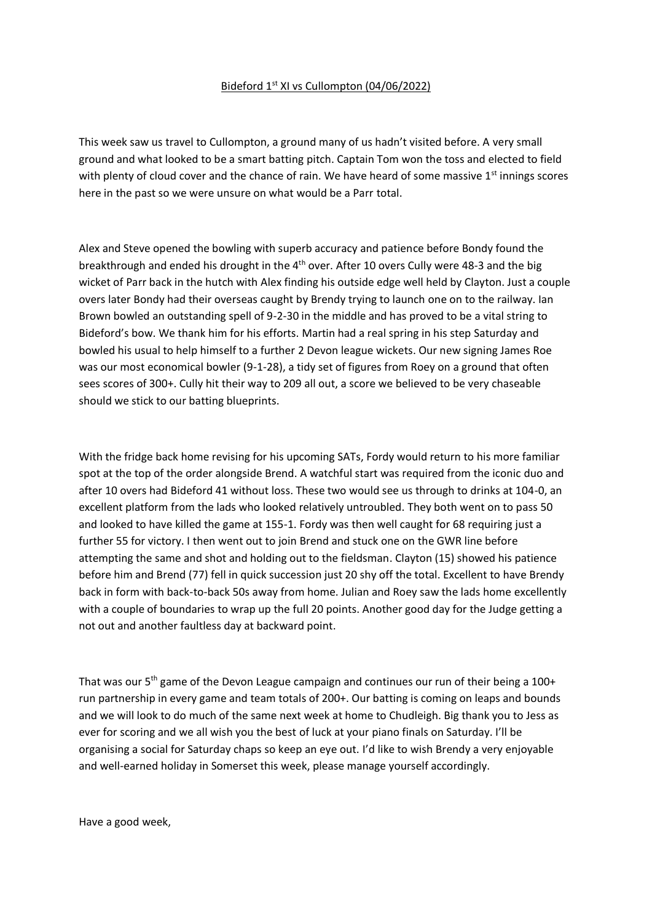Bideford 1st XI vs Cullompton (04/06/2022)

This week saw us travel to Cullompton, a ground many of us hadn't visited before. A very small ground and what looked to be a smart batting pitch. Captain Tom won the toss and elected to field with plenty of cloud cover and the chance of rain. We have heard of some massive 1st innings scores here in the past so we were unsure on what would be a Parr total.

Alex and Steve opened the bowling with superb accuracy and patience before Bondy found the breakthrough and ended his drought in the 4th over. After 10 overs Cully were 48-3 and the big wicket of Parr back in the hutch with Alex finding his outside edge well held by Clayton. Just a couple overs later Bondy had their overseas caught by Brendy trying to launch one on to the railway. Ian Brown bowled an outstanding spell of 9-2-30 in the middle and has proved to be a vital string to Bideford's bow. We thank him for his efforts. Martin had a real spring in his step Saturday and bowled his usual to help himself to a further 2 Devon league wickets. Our new signing James Roe was our most economical bowler (9-1-28), a tidy set of figures from Roey on a ground that often sees scores of 300+. Cully hit their way to 209 all out, a score we believed to be very chaseable should we stick to our batting blueprints.

With the fridge back home revising for his upcoming SATs, Fordy would return to his more familiar spot at the top of the order alongside Brend. A watchful start was required from the iconic duo and after 10 overs had Bideford 41 without loss. These two would see us through to drinks at 104-0, an excellent platform from the lads who looked relatively untroubled. They both went on to pass 50 and looked to have killed the game at 155-1. Fordy was then well caught for 68 requiring just a further 55 for victory. I then went out to join Brend and stuck one on the GWR line before attempting the same and shot and holding out to the fieldsman. Clayton (15) showed his patience before him and Brend (77) fell in quick succession just 20 shy off the total. Excellent to have Brendy back in form with back-to-back 50s away from home. Julian and Roey saw the lads home excellently with a couple of boundaries to wrap up the full 20 points. Another good day for the Judge getting a not out and another faultless day at backward point.

That was our 5th game of the Devon League campaign and continues our run of their being a 100+ run partnership in every game and team totals of 200+. Our batting is coming on leaps and bounds and we will look to do much of the same next week at home to Chudleigh. Big thank you to Jess as ever for scoring and we all wish you the best of luck at your piano finals on Saturday. I'll be organising a social for Saturday chaps so keep an eye out. I'd like to wish Brendy a very enjoyable and well-earned holiday in Somerset this week, please manage yourself accordingly.

Have a good week,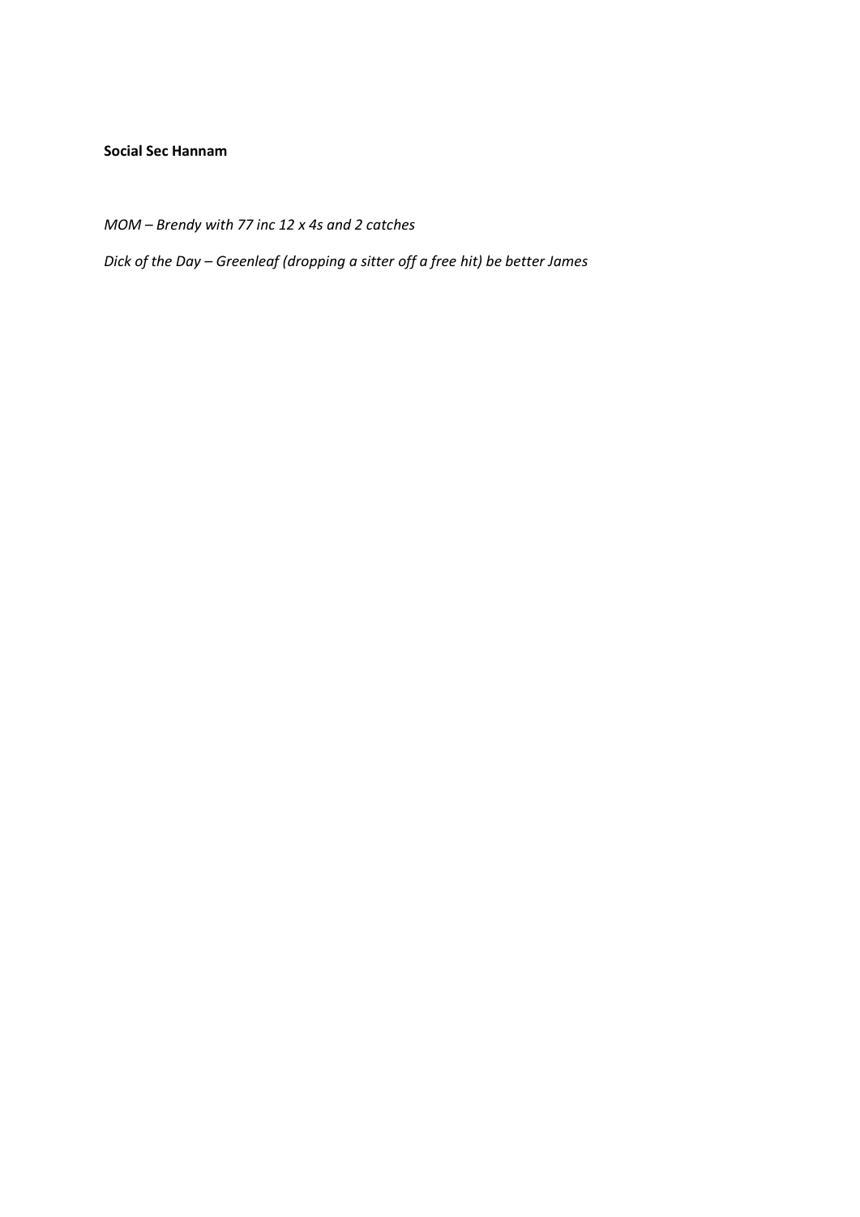**Social Sec Hannam**

*MOM – Brendy with 77 inc 12 x 4s and 2 catches*

*Dick of the Day – Greenleaf (dropping a sitter off a free hit) be better James*